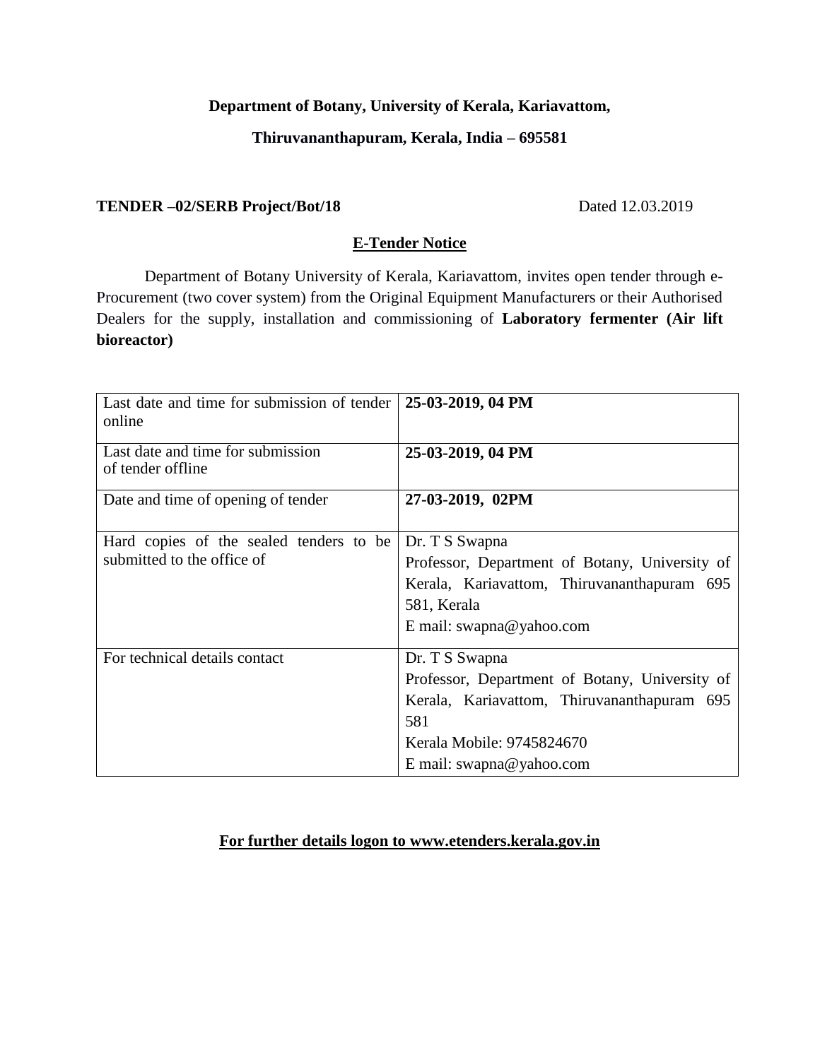**Department of Botany, University of Kerala, Kariavattom,**

**Thiruvananthapuram, Kerala, India – 695581**

**TENDER –02/SERB Project/Bot/18** Dated 12.03.2019

## E-Tender Notice

Department of Botany University of Kerala, Kariavattom, invites open tender through e-Procurement (two cover system) from the Original Equipment Manufacturers or their Authorised Dealers for the supply, installation and commissioning of **Laboratory fermenter (Air lift bioreactor)**

| | |
|---|---|
| Last date and time for submission of tender online | **25-03-2019, 04 PM** |
| Last date and time for submission of tender offline | **25-03-2019, 04 PM** |
| Date and time of opening of tender | **27-03-2019, 02PM** |
| Hard copies of the sealed tenders to be submitted to the office of | Dr. T S Swapna<br>Professor, Department of Botany, University of Kerala, Kariavattom, Thiruvananthapuram 695 581, Kerala<br>E mail: swapna@yahoo.com |
| For technical details contact | Dr. T S Swapna<br>Professor, Department of Botany, University of Kerala, Kariavattom, Thiruvananthapuram 695 581<br>Kerala Mobile: 9745824670<br>E mail: swapna@yahoo.com |

**For further details logon to www.etenders.kerala.gov.in**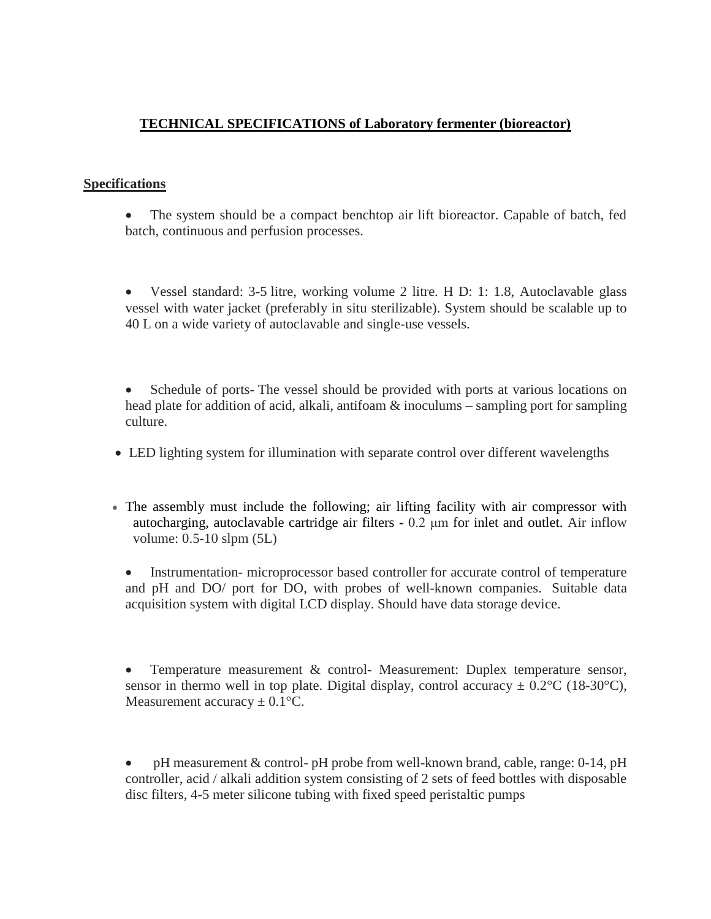## TECHNICAL SPECIFICATIONS of Laboratory fermenter (bioreactor)

### Specifications

- The system should be a compact benchtop air lift bioreactor. Capable of batch, fed batch, continuous and perfusion processes.

- Vessel standard: 3-5 litre, working volume 2 litre. H D: 1: 1.8, Autoclavable glass vessel with water jacket (preferably in situ sterilizable). System should be scalable up to 40 L on a wide variety of autoclavable and single-use vessels.

- Schedule of ports- The vessel should be provided with ports at various locations on head plate for addition of acid, alkali, antifoam & inoculums – sampling port for sampling culture.

- LED lighting system for illumination with separate control over different wavelengths

- The assembly must include the following; air lifting facility with air compressor with autocharging, autoclavable cartridge air filters - 0.2 μm for inlet and outlet. Air inflow volume: 0.5-10 slpm (5L)

- Instrumentation- microprocessor based controller for accurate control of temperature and pH and DO/ port for DO, with probes of well-known companies. Suitable data acquisition system with digital LCD display. Should have data storage device.

- Temperature measurement & control- Measurement: Duplex temperature sensor, sensor in thermo well in top plate. Digital display, control accuracy ± 0.2°C (18-30°C), Measurement accuracy ± 0.1°C.

- pH measurement & control- pH probe from well-known brand, cable, range: 0-14, pH controller, acid / alkali addition system consisting of 2 sets of feed bottles with disposable disc filters, 4-5 meter silicone tubing with fixed speed peristaltic pumps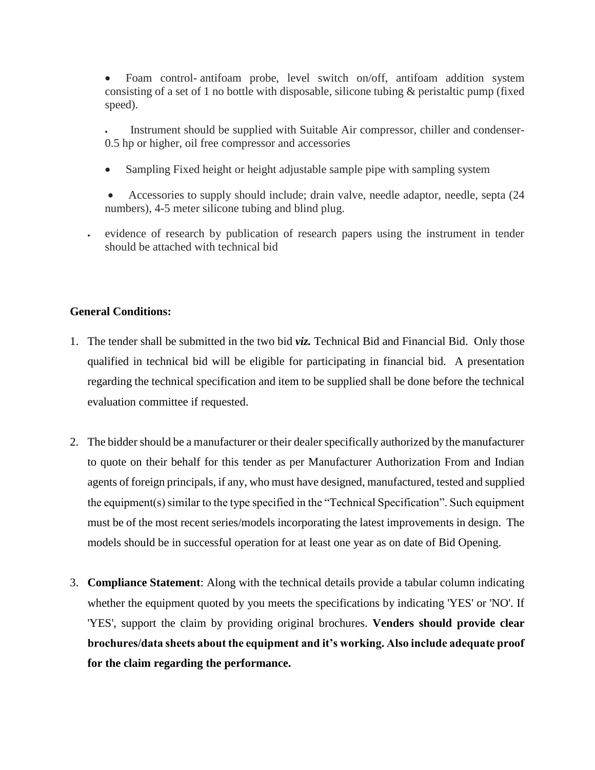- Foam control- antifoam probe, level switch on/off, antifoam addition system consisting of a set of 1 no bottle with disposable, silicone tubing & peristaltic pump (fixed speed).

- Instrument should be supplied with Suitable Air compressor, chiller and condenser- 0.5 hp or higher, oil free compressor and accessories

- Sampling Fixed height or height adjustable sample pipe with sampling system

- Accessories to supply should include; drain valve, needle adaptor, needle, septa (24 numbers), 4-5 meter silicone tubing and blind plug.

- evidence of research by publication of research papers using the instrument in tender should be attached with technical bid

**General Conditions:**

1. The tender shall be submitted in the two bid ***viz.*** Technical Bid and Financial Bid. Only those qualified in technical bid will be eligible for participating in financial bid. A presentation regarding the technical specification and item to be supplied shall be done before the technical evaluation committee if requested.

2. The bidder should be a manufacturer or their dealer specifically authorized by the manufacturer to quote on their behalf for this tender as per Manufacturer Authorization From and Indian agents of foreign principals, if any, who must have designed, manufactured, tested and supplied the equipment(s) similar to the type specified in the "Technical Specification". Such equipment must be of the most recent series/models incorporating the latest improvements in design. The models should be in successful operation for at least one year as on date of Bid Opening.

3. **Compliance Statement**: Along with the technical details provide a tabular column indicating whether the equipment quoted by you meets the specifications by indicating 'YES' or 'NO'. If 'YES', support the claim by providing original brochures. **Venders should provide clear brochures/data sheets about the equipment and it's working. Also include adequate proof for the claim regarding the performance.**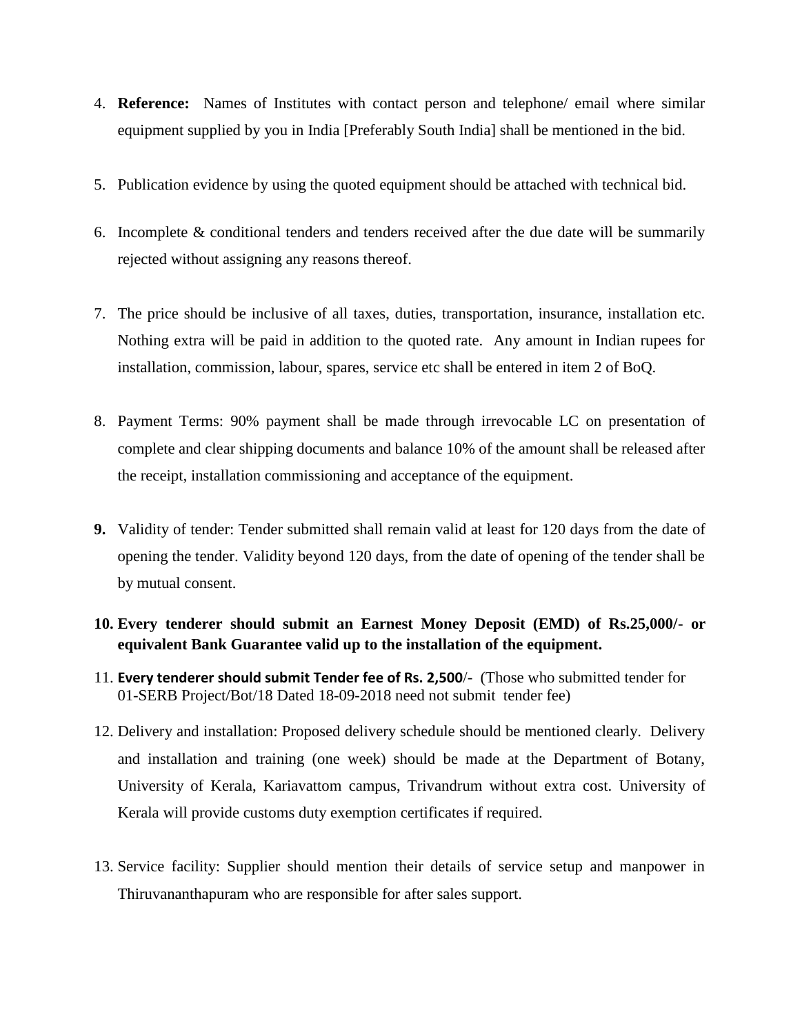4. **Reference:** Names of Institutes with contact person and telephone/ email where similar equipment supplied by you in India [Preferably South India] shall be mentioned in the bid.

5. Publication evidence by using the quoted equipment should be attached with technical bid.

6. Incomplete & conditional tenders and tenders received after the due date will be summarily rejected without assigning any reasons thereof.

7. The price should be inclusive of all taxes, duties, transportation, insurance, installation etc. Nothing extra will be paid in addition to the quoted rate. Any amount in Indian rupees for installation, commission, labour, spares, service etc shall be entered in item 2 of BoQ.

8. Payment Terms: 90% payment shall be made through irrevocable LC on presentation of complete and clear shipping documents and balance 10% of the amount shall be released after the receipt, installation commissioning and acceptance of the equipment.

9. Validity of tender: Tender submitted shall remain valid at least for 120 days from the date of opening the tender. Validity beyond 120 days, from the date of opening of the tender shall be by mutual consent.

10. **Every tenderer should submit an Earnest Money Deposit (EMD) of Rs.25,000/- or equivalent Bank Guarantee valid up to the installation of the equipment.**

11. **Every tenderer should submit Tender fee of Rs. 2,500**/- (Those who submitted tender for 01-SERB Project/Bot/18 Dated 18-09-2018 need not submit tender fee)

12. Delivery and installation: Proposed delivery schedule should be mentioned clearly. Delivery and installation and training (one week) should be made at the Department of Botany, University of Kerala, Kariavattom campus, Trivandrum without extra cost. University of Kerala will provide customs duty exemption certificates if required.

13. Service facility: Supplier should mention their details of service setup and manpower in Thiruvananthapuram who are responsible for after sales support.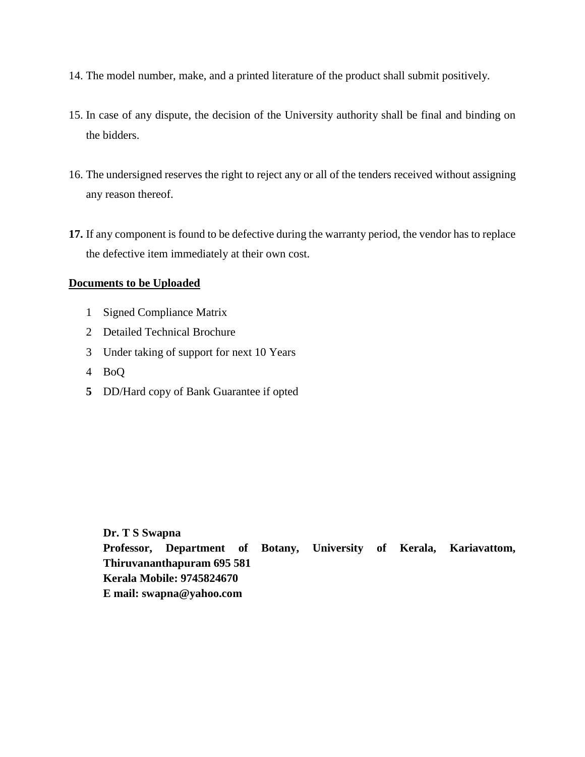14. The model number, make, and a printed literature of the product shall submit positively.

15. In case of any dispute, the decision of the University authority shall be final and binding on the bidders.

16. The undersigned reserves the right to reject any or all of the tenders received without assigning any reason thereof.

17. If any component is found to be defective during the warranty period, the vendor has to replace the defective item immediately at their own cost.

**<u>Documents to be Uploaded</u>**

1. Signed Compliance Matrix
2. Detailed Technical Brochure
3. Under taking of support for next 10 Years
4. BoQ
5. DD/Hard copy of Bank Guarantee if opted

**Dr. T S Swapna**
**Professor, Department of Botany, University of Kerala, Kariavattom, Thiruvananthapuram 695 581**
**Kerala Mobile: 9745824670**
**E mail: swapna@yahoo.com**